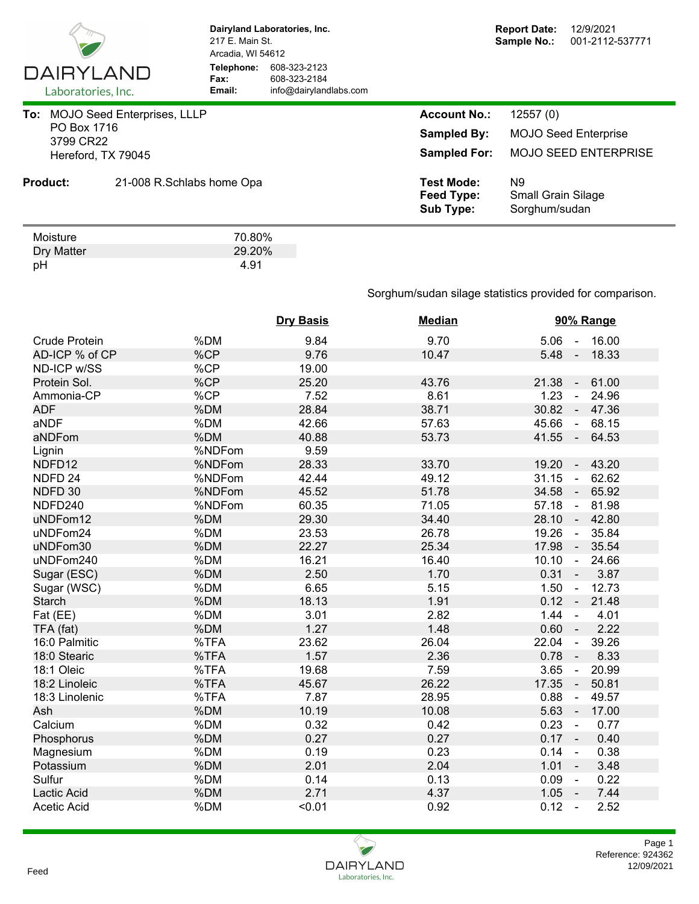**Dairyland Laboratories, Inc.**
217 E. Main St.
Arcadia, WI 54612
**Telephone:** 608-323-2123
**Fax:** 608-323-2184
**Email:** info@dairylandlabs.com

**Report Date:** 12/9/2021
**Sample No.:** 001-2112-537771

**To:** MOJO Seed Enterprises, LLLP
PO Box 1716
3799 CR22
Hereford, TX 79045

**Account No.:** 12557 (0)
**Sampled By:** MOJO Seed Enterprise
**Sampled For:** MOJO SEED ENTERPRISE

**Product:** 21-008 R.Schlabs home Opa

**Test Mode:** N9
**Feed Type:** Small Grain Silage
**Sub Type:** Sorghum/sudan

| | |
|---|---|
| Moisture | 70.80% |
| Dry Matter | 29.20% |
| pH | 4.91 |

Sorghum/sudan silage statistics provided for comparison.

| | | Dry Basis | Median | 90% Range |
|---|---|---|---|---|
| Crude Protein | %DM | 9.84 | 9.70 | 5.06 - 16.00 |
| AD-ICP % of CP | %CP | 9.76 | 10.47 | 5.48 - 18.33 |
| ND-ICP w/SS | %CP | 19.00 | | |
| Protein Sol. | %CP | 25.20 | 43.76 | 21.38 - 61.00 |
| Ammonia-CP | %CP | 7.52 | 8.61 | 1.23 - 24.96 |
| ADF | %DM | 28.84 | 38.71 | 30.82 - 47.36 |
| aNDF | %DM | 42.66 | 57.63 | 45.66 - 68.15 |
| aNDFom | %DM | 40.88 | 53.73 | 41.55 - 64.53 |
| Lignin | %NDFom | 9.59 | | |
| NDFD12 | %NDFom | 28.33 | 33.70 | 19.20 - 43.20 |
| NDFD 24 | %NDFom | 42.44 | 49.12 | 31.15 - 62.62 |
| NDFD 30 | %NDFom | 45.52 | 51.78 | 34.58 - 65.92 |
| NDFD240 | %NDFom | 60.35 | 71.05 | 57.18 - 81.98 |
| uNDFom12 | %DM | 29.30 | 34.40 | 28.10 - 42.80 |
| uNDFom24 | %DM | 23.53 | 26.78 | 19.26 - 35.84 |
| uNDFom30 | %DM | 22.27 | 25.34 | 17.98 - 35.54 |
| uNDFom240 | %DM | 16.21 | 16.40 | 10.10 - 24.66 |
| Sugar (ESC) | %DM | 2.50 | 1.70 | 0.31 - 3.87 |
| Sugar (WSC) | %DM | 6.65 | 5.15 | 1.50 - 12.73 |
| Starch | %DM | 18.13 | 1.91 | 0.12 - 21.48 |
| Fat (EE) | %DM | 3.01 | 2.82 | 1.44 - 4.01 |
| TFA (fat) | %DM | 1.27 | 1.48 | 0.60 - 2.22 |
| 16:0 Palmitic | %TFA | 23.62 | 26.04 | 22.04 - 39.26 |
| 18:0 Stearic | %TFA | 1.57 | 2.36 | 0.78 - 8.33 |
| 18:1 Oleic | %TFA | 19.68 | 7.59 | 3.65 - 20.99 |
| 18:2 Linoleic | %TFA | 45.67 | 26.22 | 17.35 - 50.81 |
| 18:3 Linolenic | %TFA | 7.87 | 28.95 | 0.88 - 49.57 |
| Ash | %DM | 10.19 | 10.08 | 5.63 - 17.00 |
| Calcium | %DM | 0.32 | 0.42 | 0.23 - 0.77 |
| Phosphorus | %DM | 0.27 | 0.27 | 0.17 - 0.40 |
| Magnesium | %DM | 0.19 | 0.23 | 0.14 - 0.38 |
| Potassium | %DM | 2.01 | 2.04 | 1.01 - 3.48 |
| Sulfur | %DM | 0.14 | 0.13 | 0.09 - 0.22 |
| Lactic Acid | %DM | 2.71 | 4.37 | 1.05 - 7.44 |
| Acetic Acid | %DM | <0.01 | 0.92 | 0.12 - 2.52 |

Reference: 924362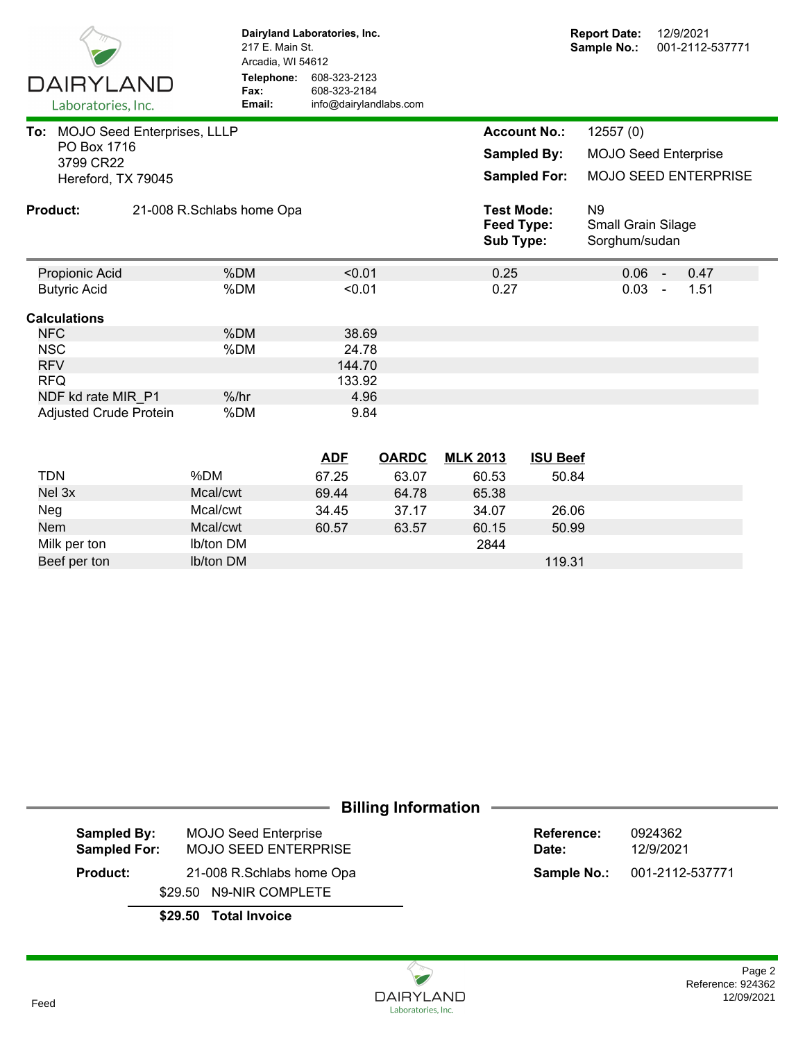**Dairyland Laboratories, Inc.**
217 E. Main St.
Arcadia, WI 54612
**Telephone:** 608-323-2123
**Fax:** 608-323-2184
**Email:** info@dairylandlabs.com

**Report Date:** 12/9/2021
**Sample No.:** 001-2112-537771

**To:** MOJO Seed Enterprises, LLLP
PO Box 1716
3799 CR22
Hereford, TX 79045

**Account No.:** 12557 (0)
**Sampled By:** MOJO Seed Enterprise
**Sampled For:** MOJO SEED ENTERPRISE

**Product:** 21-008 R.Schlabs home Opa

**Test Mode:** N9
**Feed Type:** Small Grain Silage
**Sub Type:** Sorghum/sudan

| | | | | |
|---|---|---|---|---|
| Propionic Acid | %DM | <0.01 | 0.25 | 0.06 - 0.47 |
| Butyric Acid | %DM | <0.01 | 0.27 | 0.03 - 1.51 |

**Calculations**

| | | |
|---|---|---|
| NFC | %DM | 38.69 |
| NSC | %DM | 24.78 |
| RFV | | 144.70 |
| RFQ | | 133.92 |
| NDF kd rate MIR_P1 | %/hr | 4.96 |
| Adjusted Crude Protein | %DM | 9.84 |

| | | ADF | OARDC | MLK 2013 | ISU Beef |
|---|---|---|---|---|---|
| TDN | %DM | 67.25 | 63.07 | 60.53 | 50.84 |
| Nel 3x | Mcal/cwt | 69.44 | 64.78 | 65.38 | |
| Neg | Mcal/cwt | 34.45 | 37.17 | 34.07 | 26.06 |
| Nem | Mcal/cwt | 60.57 | 63.57 | 60.15 | 50.99 |
| Milk per ton | lb/ton DM | | | 2844 | |
| Beef per ton | lb/ton DM | | | | 119.31 |

## Billing Information

**Sampled By:** MOJO Seed Enterprise
**Sampled For:** MOJO SEED ENTERPRISE
**Product:** 21-008 R.Schlabs home Opa

**Reference:** 0924362
**Date:** 12/9/2021
**Sample No.:** 001-2112-537771

| | |
|---|---|
| $29.50 | N9-NIR COMPLETE |
| **$29.50** | **Total Invoice** |

Reference: 924362
12/09/2021

Feed